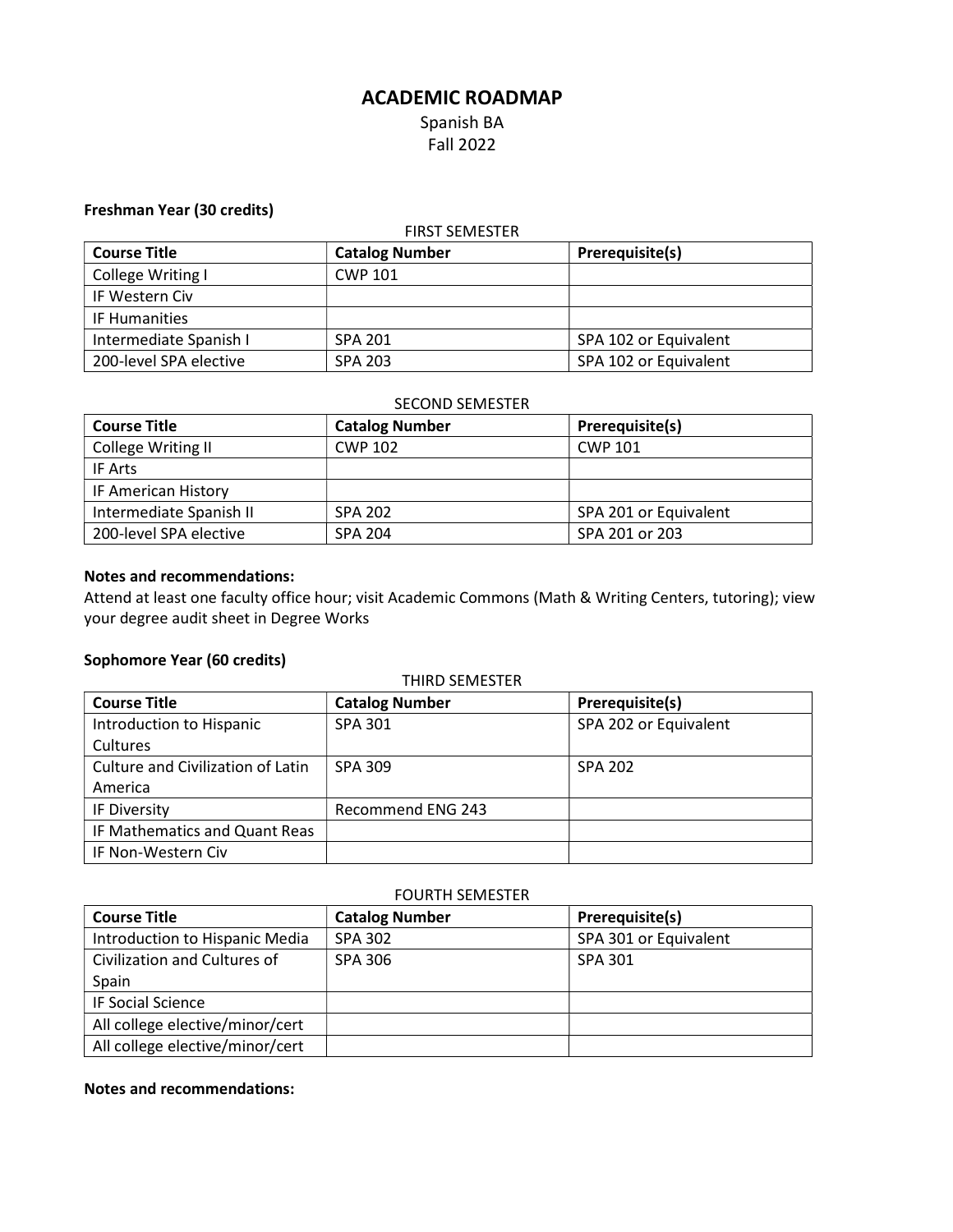# ACADEMIC ROADMAP

Spanish BA

Fall 2022

**Freshman Year (30 credits)**

FIRST SEMESTER

| Course Title | Catalog Number | Prerequisite(s) |
|---|---|---|
| College Writing I | CWP 101 | |
| IF Western Civ | | |
| IF Humanities | | |
| Intermediate Spanish I | SPA 201 | SPA 102 or Equivalent |
| 200-level SPA elective | SPA 203 | SPA 102 or Equivalent |

SECOND SEMESTER

| Course Title | Catalog Number | Prerequisite(s) |
|---|---|---|
| College Writing II | CWP 102 | CWP 101 |
| IF Arts | | |
| IF American History | | |
| Intermediate Spanish II | SPA 202 | SPA 201 or Equivalent |
| 200-level SPA elective | SPA 204 | SPA 201 or 203 |

**Notes and recommendations:**

Attend at least one faculty office hour; visit Academic Commons (Math & Writing Centers, tutoring); view your degree audit sheet in Degree Works

**Sophomore Year (60 credits)**

THIRD SEMESTER

| Course Title | Catalog Number | Prerequisite(s) |
|---|---|---|
| Introduction to Hispanic Cultures | SPA 301 | SPA 202 or Equivalent |
| Culture and Civilization of Latin America | SPA 309 | SPA 202 |
| IF Diversity | Recommend ENG 243 | |
| IF Mathematics and Quant Reas | | |
| IF Non-Western Civ | | |

FOURTH SEMESTER

| Course Title | Catalog Number | Prerequisite(s) |
|---|---|---|
| Introduction to Hispanic Media | SPA 302 | SPA 301 or Equivalent |
| Civilization and Cultures of Spain | SPA 306 | SPA 301 |
| IF Social Science | | |
| All college elective/minor/cert | | |
| All college elective/minor/cert | | |

**Notes and recommendations:**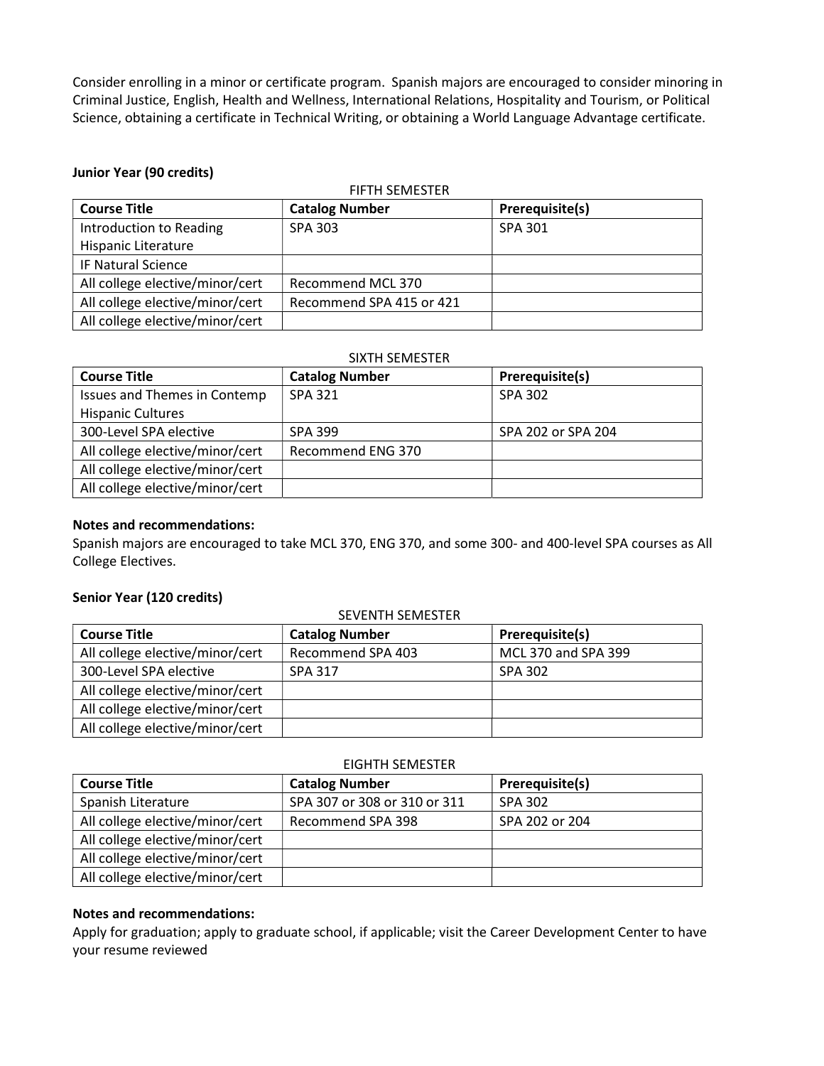Consider enrolling in a minor or certificate program. Spanish majors are encouraged to consider minoring in Criminal Justice, English, Health and Wellness, International Relations, Hospitality and Tourism, or Political Science, obtaining a certificate in Technical Writing, or obtaining a World Language Advantage certificate.

**Junior Year (90 credits)**

FIFTH SEMESTER

| Course Title | Catalog Number | Prerequisite(s) |
|---|---|---|
| Introduction to Reading Hispanic Literature | SPA 303 | SPA 301 |
| IF Natural Science | | |
| All college elective/minor/cert | Recommend MCL 370 | |
| All college elective/minor/cert | Recommend SPA 415 or 421 | |
| All college elective/minor/cert | | |

SIXTH SEMESTER

| Course Title | Catalog Number | Prerequisite(s) |
|---|---|---|
| Issues and Themes in Contemp Hispanic Cultures | SPA 321 | SPA 302 |
| 300-Level SPA elective | SPA 399 | SPA 202 or SPA 204 |
| All college elective/minor/cert | Recommend ENG 370 | |
| All college elective/minor/cert | | |
| All college elective/minor/cert | | |

**Notes and recommendations:**
Spanish majors are encouraged to take MCL 370, ENG 370, and some 300- and 400-level SPA courses as All College Electives.

**Senior Year (120 credits)**

SEVENTH SEMESTER

| Course Title | Catalog Number | Prerequisite(s) |
|---|---|---|
| All college elective/minor/cert | Recommend SPA 403 | MCL 370 and SPA 399 |
| 300-Level SPA elective | SPA 317 | SPA 302 |
| All college elective/minor/cert | | |
| All college elective/minor/cert | | |
| All college elective/minor/cert | | |

EIGHTH SEMESTER

| Course Title | Catalog Number | Prerequisite(s) |
|---|---|---|
| Spanish Literature | SPA 307 or 308 or 310 or 311 | SPA 302 |
| All college elective/minor/cert | Recommend SPA 398 | SPA 202 or 204 |
| All college elective/minor/cert | | |
| All college elective/minor/cert | | |
| All college elective/minor/cert | | |

**Notes and recommendations:**
Apply for graduation; apply to graduate school, if applicable; visit the Career Development Center to have your resume reviewed